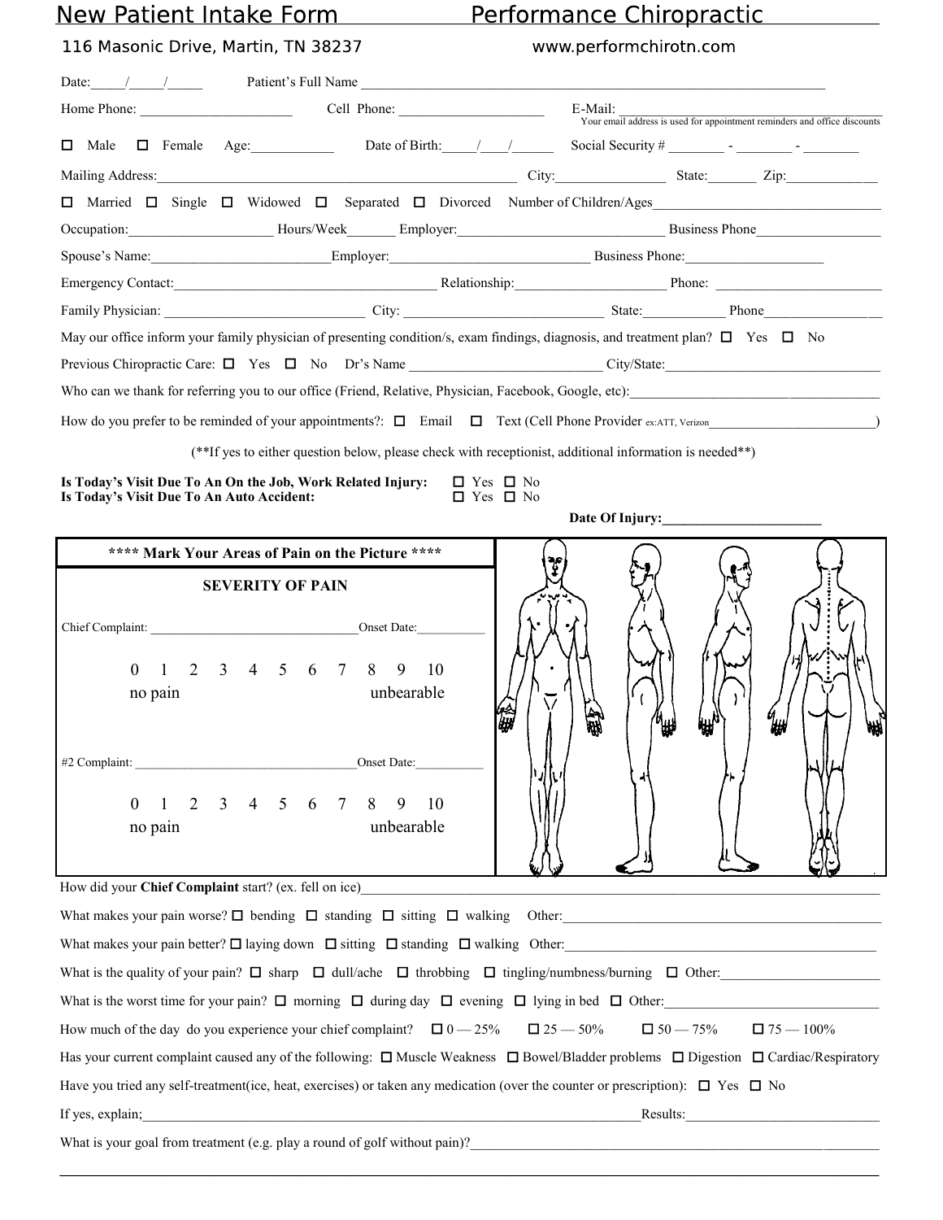# New Patient Intake Form — Performance Chiropractic

116 Masonic Drive, Martin, TN 38237 — www.performchirotn.com

Date:\_\_\_\_/\_\_\_\_/\_\_\_\_ Patient's Full Name \_\_\_\_\_\_\_\_\_\_\_\_\_\_\_\_\_\_\_\_\_\_\_\_\_\_\_\_\_\_\_\_\_\_\_\_\_\_\_\_

Home Phone: \_\_\_\_\_\_\_\_\_\_\_\_\_\_\_\_\_\_ Cell Phone: \_\_\_\_\_\_\_\_\_\_\_\_\_\_\_\_\_\_ E-Mail: \_\_\_\_\_\_\_\_\_\_\_\_\_\_\_\_\_\_
Your email address is used for appointment reminders and office discounts

☐ Male ☐ Female Age:\_\_\_\_\_\_\_\_ Date of Birth:\_\_\_\_/\_\_\_\_/\_\_\_\_ Social Security # \_\_\_\_\_\_ - \_\_\_\_\_\_ - \_\_\_\_\_\_

Mailing Address:\_\_\_\_\_\_\_\_\_\_\_\_\_\_\_\_\_\_\_\_\_\_\_\_\_\_\_\_\_\_ City:\_\_\_\_\_\_\_\_\_\_\_\_ State:\_\_\_\_\_ Zip:\_\_\_\_\_\_\_\_

☐ Married ☐ Single ☐ Widowed ☐ Separated ☐ Divorced Number of Children/Ages\_\_\_\_\_\_\_\_\_\_\_\_\_\_\_\_\_\_

Occupation:\_\_\_\_\_\_\_\_\_\_\_\_\_\_ Hours/Week\_\_\_\_\_\_ Employer:\_\_\_\_\_\_\_\_\_\_\_\_\_\_\_\_\_\_ Business Phone\_\_\_\_\_\_\_\_\_\_\_\_

Spouse's Name:\_\_\_\_\_\_\_\_\_\_\_\_\_\_\_\_\_\_Employer:\_\_\_\_\_\_\_\_\_\_\_\_\_\_\_\_\_\_ Business Phone:\_\_\_\_\_\_\_\_\_\_\_\_

Emergency Contact:\_\_\_\_\_\_\_\_\_\_\_\_\_\_\_\_\_\_\_\_\_\_\_\_ Relationship:\_\_\_\_\_\_\_\_\_\_\_\_\_\_ Phone: \_\_\_\_\_\_\_\_\_\_\_\_\_\_

Family Physician: \_\_\_\_\_\_\_\_\_\_\_\_\_\_\_\_\_\_ City: \_\_\_\_\_\_\_\_\_\_\_\_\_\_\_\_\_\_ State:\_\_\_\_\_\_\_\_ Phone\_\_\_\_\_\_\_\_\_\_\_\_

May our office inform your family physician of presenting condition/s, exam findings, diagnosis, and treatment plan? ☐ Yes ☐ No

Previous Chiropractic Care: ☐ Yes ☐ No Dr's Name \_\_\_\_\_\_\_\_\_\_\_\_\_\_\_\_\_\_ City/State:\_\_\_\_\_\_\_\_\_\_\_\_\_\_\_\_\_\_

Who can we thank for referring you to our office (Friend, Relative, Physician, Facebook, Google, etc):\_\_\_\_\_\_\_\_\_\_\_\_\_\_\_\_\_\_

How do you prefer to be reminded of your appointments?: ☐ Email ☐ Text (Cell Phone Provider ex:ATT, Verizon\_\_\_\_\_\_\_\_\_\_\_\_\_\_\_\_\_\_)

(**If yes to either question below, please check with receptionist, additional information is needed**)

**Is Today's Visit Due To An On the Job, Work Related Injury:** ☐ Yes ☐ No
**Is Today's Visit Due To An Auto Accident:** ☐ Yes ☐ No

**Date Of Injury:\_\_\_\_\_\_\_\_\_\_\_\_\_\_\_\_\_\_**

**\*\*\*\* Mark Your Areas of Pain on the Picture \*\*\*\***

**SEVERITY OF PAIN**

Chief Complaint: \_\_\_\_\_\_\_\_\_\_\_\_\_\_\_\_\_\_\_\_\_\_\_\_Onset Date:\_\_\_\_\_\_\_\_

0 1 2 3 4 5 6 7 8 9 10
no pain — unbearable

#2 Complaint: \_\_\_\_\_\_\_\_\_\_\_\_\_\_\_\_\_\_\_\_\_\_\_\_Onset Date:\_\_\_\_\_\_\_\_

0 1 2 3 4 5 6 7 8 9 10
no pain — unbearable

How did your **Chief Complaint** start? (ex. fell on ice)\_\_\_\_\_\_\_\_\_\_\_\_\_\_\_\_\_\_\_\_\_\_\_\_\_\_\_\_\_\_\_\_\_\_\_\_

What makes your pain worse? ☐ bending ☐ standing ☐ sitting ☐ walking Other:\_\_\_\_\_\_\_\_\_\_\_\_\_\_\_\_\_\_

What makes your pain better? ☐ laying down ☐ sitting ☐ standing ☐ walking Other:\_\_\_\_\_\_\_\_\_\_\_\_\_\_\_\_\_\_

What is the quality of your pain? ☐ sharp ☐ dull/ache ☐ throbbing ☐ tingling/numbness/burning ☐ Other:\_\_\_\_\_\_\_\_\_\_\_\_

What is the worst time for your pain? ☐ morning ☐ during day ☐ evening ☐ lying in bed ☐ Other:\_\_\_\_\_\_\_\_\_\_\_\_

How much of the day do you experience your chief complaint? ☐ 0 — 25% ☐ 25 — 50% ☐ 50 — 75% ☐ 75 — 100%

Has your current complaint caused any of the following: ☐ Muscle Weakness ☐ Bowel/Bladder problems ☐ Digestion ☐ Cardiac/Respiratory

Have you tried any self-treatment(ice, heat, exercises) or taken any medication (over the counter or prescription): ☐ Yes ☐ No

If yes, explain;\_\_\_\_\_\_\_\_\_\_\_\_\_\_\_\_\_\_\_\_\_\_\_\_\_\_\_\_\_\_\_\_\_\_\_\_ Results:\_\_\_\_\_\_\_\_\_\_\_\_\_\_\_\_\_\_

What is your goal from treatment (e.g. play a round of golf without pain)?\_\_\_\_\_\_\_\_\_\_\_\_\_\_\_\_\_\_\_\_\_\_\_\_\_\_\_\_\_\_\_\_\_\_\_\_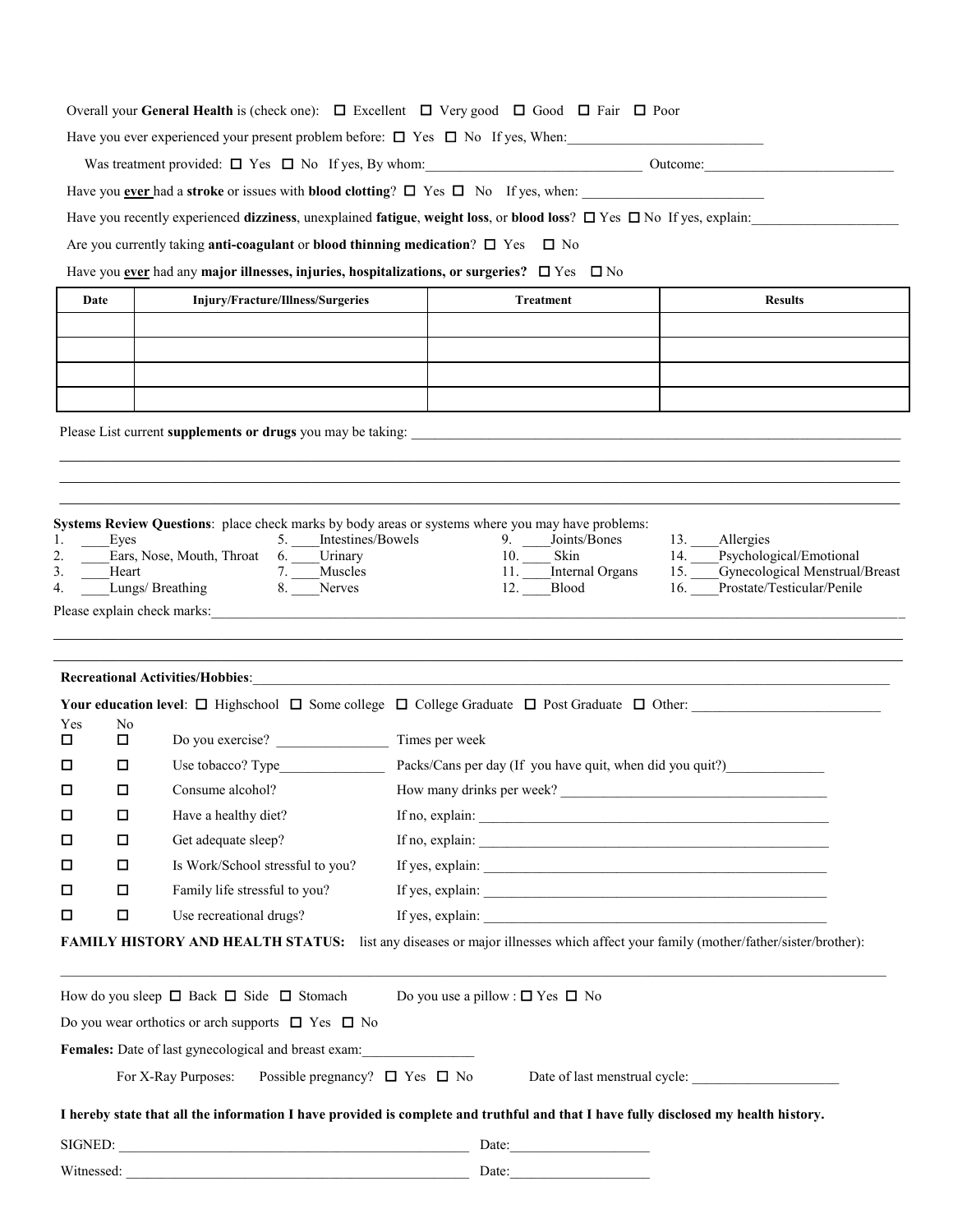Overall your **General Health** is (check one): ☐ Excellent ☐ Very good ☐ Good ☐ Fair ☐ Poor

Have you ever experienced your present problem before: ☐ Yes ☐ No If yes, When:___________________________

Was treatment provided: ☐ Yes ☐ No If yes, By whom:______________________________ Outcome:__________________________

Have you **ever** had a **stroke** or issues with **blood clotting**? ☐ Yes ☐ No If yes, when: _________________________

Have you recently experienced **dizziness**, unexplained **fatigue**, **weight loss**, or **blood loss**? ☐ Yes ☐ No If yes, explain:____________________

Are you currently taking **anti-coagulant** or **blood thinning medication**? ☐ Yes ☐ No

Have you **ever** had any **major illnesses, injuries, hospitalizations, or surgeries?** ☐ Yes ☐ No

| Date | Injury/Fracture/Illness/Surgeries | Treatment | Results |
|---|---|---|---|
| | | | |
| | | | |
| | | | |
| | | | |

Please List current **supplements or drugs** you may be taking: ______________________________________________________________________

_____________________________________________________________________________________________________________

_____________________________________________________________________________________________________________

_____________________________________________________________________________________________________________

**Systems Review Questions**: place check marks by body areas or systems where you may have problems:

1. ____Eyes
2. ____Ears, Nose, Mouth, Throat
3. ____Heart
4. ____Lungs/ Breathing
5. ____Intestines/Bowels
6. ____Urinary
7. ____Muscles
8. ____Nerves
9. ____Joints/Bones
10. ____ Skin
11. ____Internal Organs
12. ____Blood
13. ____Allergies
14. ____Psychological/Emotional
15. ____Gynecological Menstrual/Breast
16. ____Prostate/Testicular/Penile

Please explain check marks:___________________________________________________________________________________________

_____________________________________________________________________________________________________________

_____________________________________________________________________________________________________________

**Recreational Activities/Hobbies**:_________________________________________________________________________________________

**Your education level**: ☐ Highschool ☐ Some college ☐ College Graduate ☐ Post Graduate ☐ Other: __________________________

| Yes | No | | |
|---|---|---|---|
| ☐ | ☐ | Do you exercise? _______________ | Times per week |
| ☐ | ☐ | Use tobacco? Type_______________ | Packs/Cans per day (If you have quit, when did you quit?)_____________ |
| ☐ | ☐ | Consume alcohol? | How many drinks per week? ____________________________________ |
| ☐ | ☐ | Have a healthy diet? | If no, explain: _________________________________________________ |
| ☐ | ☐ | Get adequate sleep? | If no, explain: _________________________________________________ |
| ☐ | ☐ | Is Work/School stressful to you? | If yes, explain: ________________________________________________ |
| ☐ | ☐ | Family life stressful to you? | If yes, explain: ________________________________________________ |
| ☐ | ☐ | Use recreational drugs? | If yes, explain: ________________________________________________ |

**FAMILY HISTORY AND HEALTH STATUS:** list any diseases or major illnesses which affect your family (mother/father/sister/brother):

_____________________________________________________________________________________________________________

How do you sleep ☐ Back ☐ Side ☐ Stomach Do you use a pillow : ☐ Yes ☐ No

Do you wear orthotics or arch supports ☐ Yes ☐ No

**Females:** Date of last gynecological and breast exam:_______________

For X-Ray Purposes: Possible pregnancy? ☐ Yes ☐ No Date of last menstrual cycle: _____________________

**I hereby state that all the information I have provided is complete and truthful and that I have fully disclosed my health history.**

SIGNED: _________________________________________________ Date:___________________

Witnessed: _______________________________________________ Date:___________________